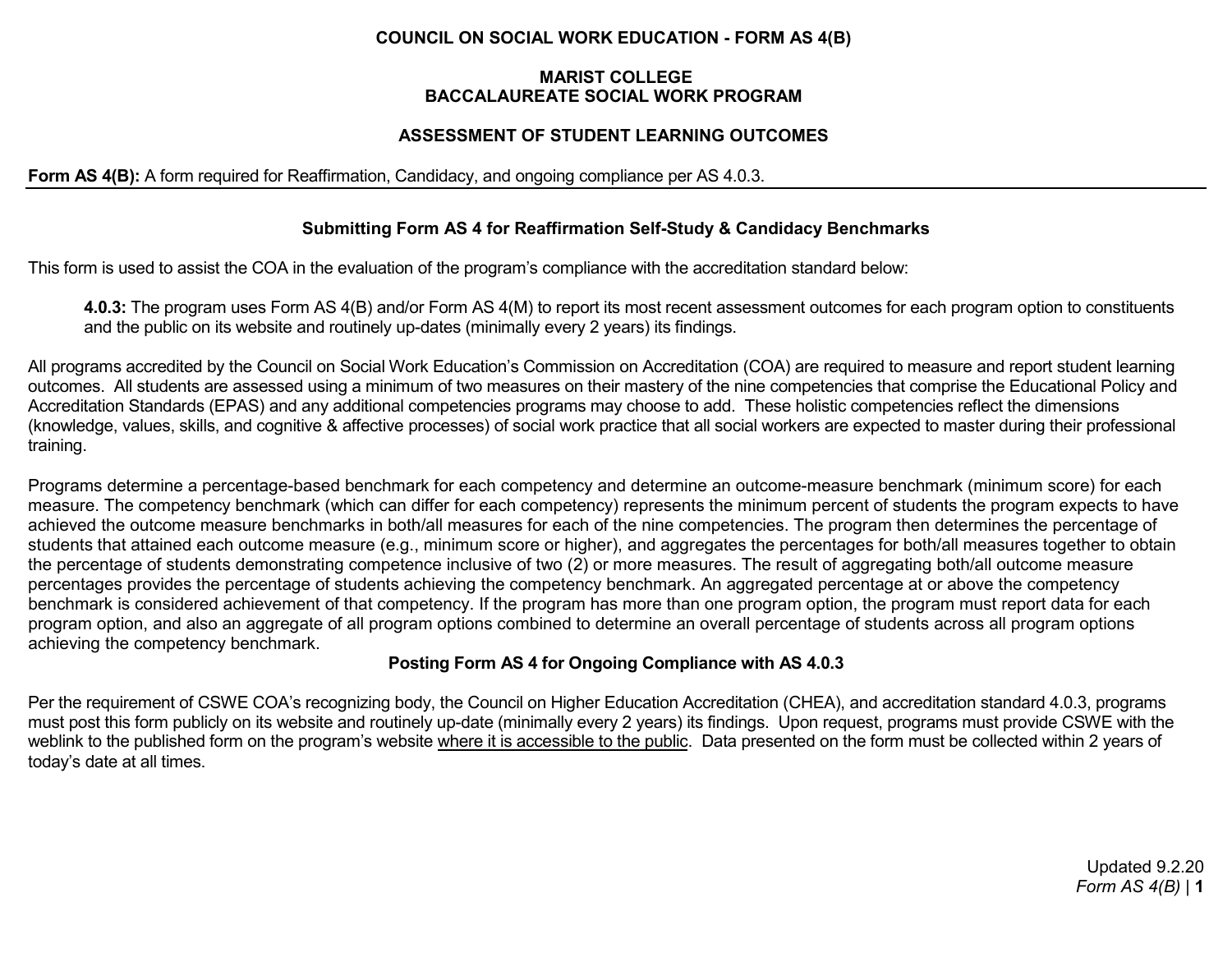# COUNCIL ON SOCIAL WORK EDUCATION - FORM AS 4(B)

## MARIST COLLEGE
## BACCALAUREATE SOCIAL WORK PROGRAM

## ASSESSMENT OF STUDENT LEARNING OUTCOMES

**Form AS 4(B):** A form required for Reaffirmation, Candidacy, and ongoing compliance per AS 4.0.3.

---

### Submitting Form AS 4 for Reaffirmation Self-Study & Candidacy Benchmarks

This form is used to assist the COA in the evaluation of the program's compliance with the accreditation standard below:

> **4.0.3:** The program uses Form AS 4(B) and/or Form AS 4(M) to report its most recent assessment outcomes for each program option to constituents and the public on its website and routinely up-dates (minimally every 2 years) its findings.

All programs accredited by the Council on Social Work Education's Commission on Accreditation (COA) are required to measure and report student learning outcomes. All students are assessed using a minimum of two measures on their mastery of the nine competencies that comprise the Educational Policy and Accreditation Standards (EPAS) and any additional competencies programs may choose to add. These holistic competencies reflect the dimensions (knowledge, values, skills, and cognitive & affective processes) of social work practice that all social workers are expected to master during their professional training.

Programs determine a percentage-based benchmark for each competency and determine an outcome-measure benchmark (minimum score) for each measure. The competency benchmark (which can differ for each competency) represents the minimum percent of students the program expects to have achieved the outcome measure benchmarks in both/all measures for each of the nine competencies. The program then determines the percentage of students that attained each outcome measure (e.g., minimum score or higher), and aggregates the percentages for both/all measures together to obtain the percentage of students demonstrating competence inclusive of two (2) or more measures. The result of aggregating both/all outcome measure percentages provides the percentage of students achieving the competency benchmark. An aggregated percentage at or above the competency benchmark is considered achievement of that competency. If the program has more than one program option, the program must report data for each program option, and also an aggregate of all program options combined to determine an overall percentage of students across all program options achieving the competency benchmark.

### Posting Form AS 4 for Ongoing Compliance with AS 4.0.3

Per the requirement of CSWE COA's recognizing body, the Council on Higher Education Accreditation (CHEA), and accreditation standard 4.0.3, programs must post this form publicly on its website and routinely up-date (minimally every 2 years) its findings. Upon request, programs must provide CSWE with the weblink to the published form on the program's website <u>where it is accessible to the public</u>. Data presented on the form must be collected within 2 years of today's date at all times.

Updated 9.2.20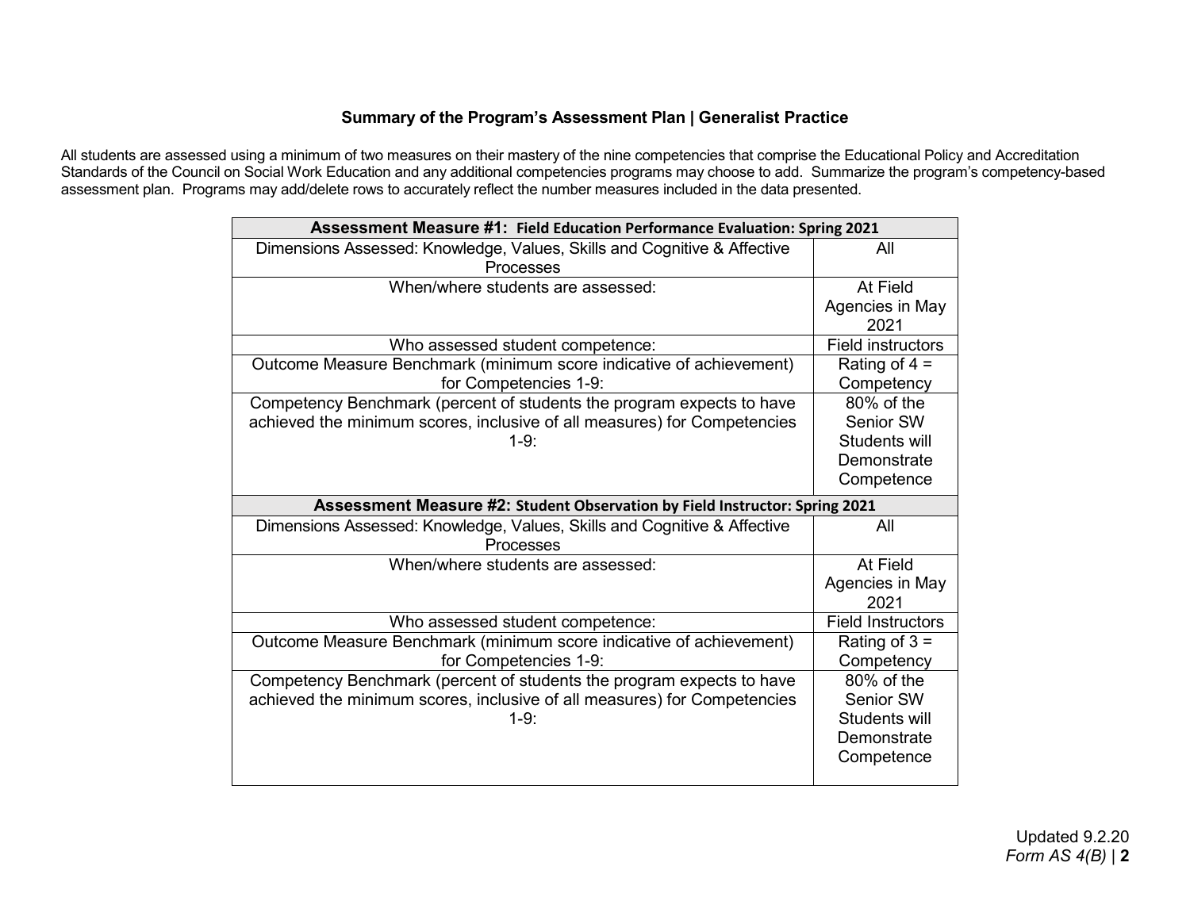### Summary of the Program's Assessment Plan | Generalist Practice

All students are assessed using a minimum of two measures on their mastery of the nine competencies that comprise the Educational Policy and Accreditation Standards of the Council on Social Work Education and any additional competencies programs may choose to add. Summarize the program's competency-based assessment plan. Programs may add/delete rows to accurately reflect the number measures included in the data presented.

| **Assessment Measure #1: Field Education Performance Evaluation: Spring 2021** | |
|---|---|
| Dimensions Assessed: Knowledge, Values, Skills and Cognitive & Affective Processes | All |
| When/where students are assessed: | At Field Agencies in May 2021 |
| Who assessed student competence: | Field instructors |
| Outcome Measure Benchmark (minimum score indicative of achievement) for Competencies 1-9: | Rating of 4 = Competency |
| Competency Benchmark (percent of students the program expects to have achieved the minimum scores, inclusive of all measures) for Competencies 1-9: | 80% of the Senior SW Students will Demonstrate Competence |
| **Assessment Measure #2: Student Observation by Field Instructor: Spring 2021** | |
| Dimensions Assessed: Knowledge, Values, Skills and Cognitive & Affective Processes | All |
| When/where students are assessed: | At Field Agencies in May 2021 |
| Who assessed student competence: | Field Instructors |
| Outcome Measure Benchmark (minimum score indicative of achievement) for Competencies 1-9: | Rating of 3 = Competency |
| Competency Benchmark (percent of students the program expects to have achieved the minimum scores, inclusive of all measures) for Competencies 1-9: | 80% of the Senior SW Students will Demonstrate Competence |

Updated 9.2.20
*Form AS 4(B)*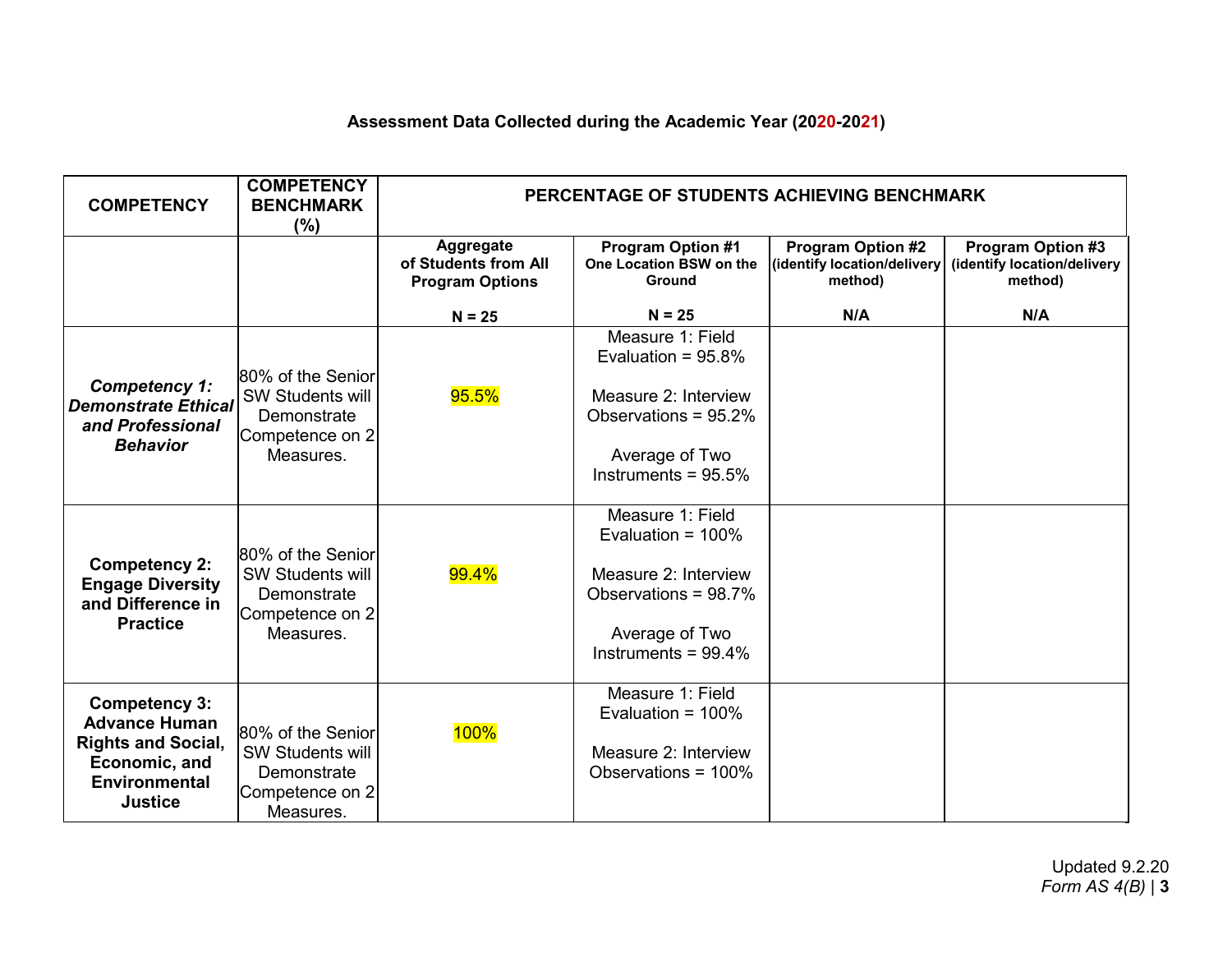**Assessment Data Collected during the Academic Year (2020-2021)**

| COMPETENCY | COMPETENCY BENCHMARK (%) | PERCENTAGE OF STUDENTS ACHIEVING BENCHMARK | | | |
|---|---|---|---|---|---|
| | | **Aggregate of Students from All Program Options**<br><br>**N = 25** | **Program Option #1** One Location BSW on the Ground<br><br>**N = 25** | **Program Option #2** (identify location/delivery method)<br><br>**N/A** | **Program Option #3** (identify location/delivery method)<br><br>**N/A** |
| ***Competency 1: Demonstrate Ethical and Professional Behavior*** | 80% of the Senior SW Students will Demonstrate Competence on 2 Measures. | 95.5% | Measure 1: Field Evaluation = 95.8%<br><br>Measure 2: Interview Observations = 95.2%<br><br>Average of Two Instruments = 95.5% | | |
| **Competency 2: Engage Diversity and Difference in Practice** | 80% of the Senior SW Students will Demonstrate Competence on 2 Measures. | 99.4% | Measure 1: Field Evaluation = 100%<br><br>Measure 2: Interview Observations = 98.7%<br><br>Average of Two Instruments = 99.4% | | |
| **Competency 3: Advance Human Rights and Social, Economic, and Environmental Justice** | 80% of the Senior SW Students will Demonstrate Competence on 2 Measures. | 100% | Measure 1: Field Evaluation = 100%<br><br>Measure 2: Interview Observations = 100% | | |

Updated 9.2.20
*Form AS 4(B)*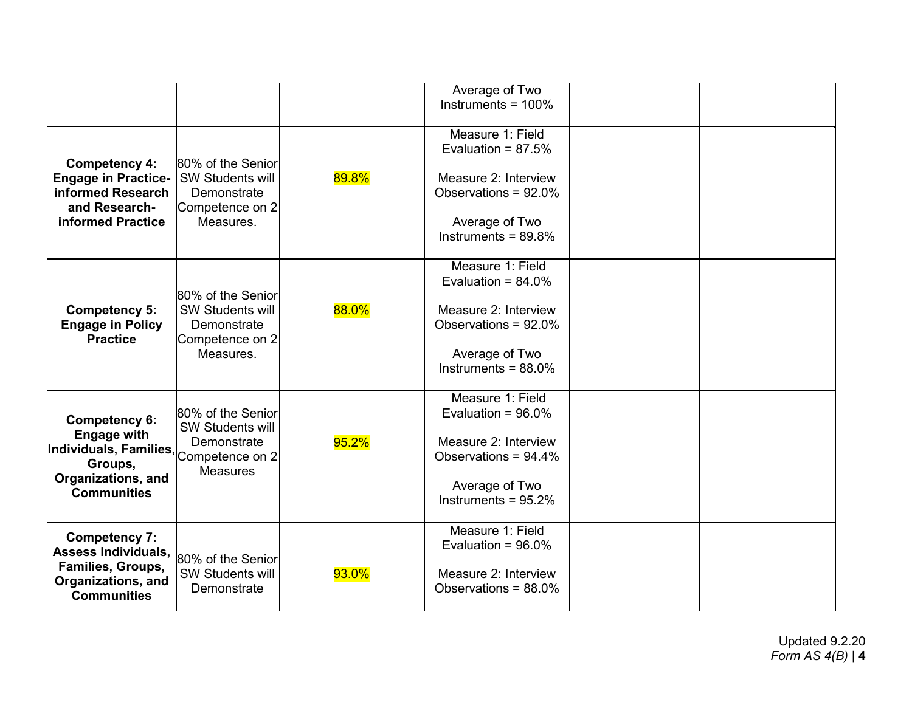| | | | | | |
|---|---|---|---|---|---|
| | | | Average of Two Instruments = 100% | | |
| **Competency 4: Engage in Practice-informed Research and Research-informed Practice** | 80% of the Senior SW Students will Demonstrate Competence on 2 Measures. | 89.8% | Measure 1: Field Evaluation = 87.5%<br><br>Measure 2: Interview Observations = 92.0%<br><br>Average of Two Instruments = 89.8% | | |
| **Competency 5: Engage in Policy Practice** | 80% of the Senior SW Students will Demonstrate Competence on 2 Measures. | 88.0% | Measure 1: Field Evaluation = 84.0%<br><br>Measure 2: Interview Observations = 92.0%<br><br>Average of Two Instruments = 88.0% | | |
| **Competency 6: Engage with Individuals, Families, Groups, Organizations, and Communities** | 80% of the Senior SW Students will Demonstrate Competence on 2 Measures | 95.2% | Measure 1: Field Evaluation = 96.0%<br><br>Measure 2: Interview Observations = 94.4%<br><br>Average of Two Instruments = 95.2% | | |
| **Competency 7: Assess Individuals, Families, Groups, Organizations, and Communities** | 80% of the Senior SW Students will Demonstrate | 93.0% | Measure 1: Field Evaluation = 96.0%<br><br>Measure 2: Interview Observations = 88.0% | | |

Updated 9.2.20
*Form AS 4(B)*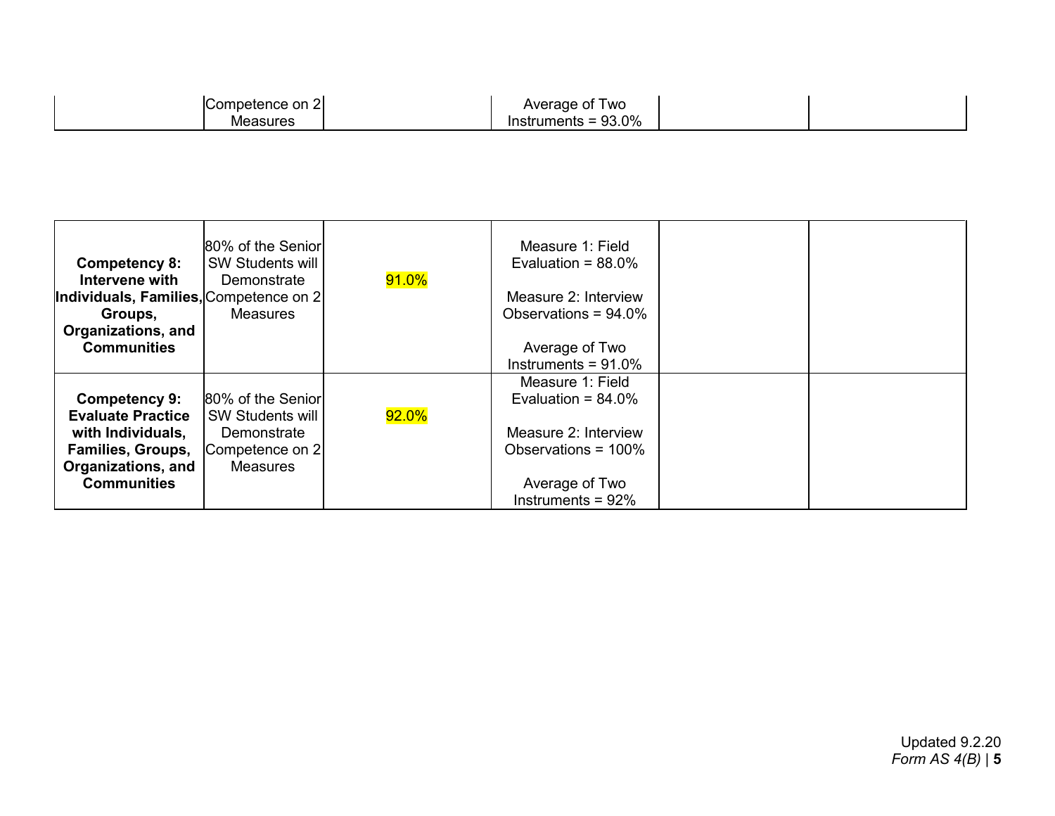| | | | | | |
|---|---|---|---|---|---|
| | Competence on 2 Measures | | Average of Two Instruments = 93.0% | | |

| | | | | | |
|---|---|---|---|---|---|
| **Competency 8: Intervene with Individuals, Families, Groups, Organizations, and Communities** | 80% of the Senior SW Students will Demonstrate Competence on 2 Measures | 91.0% | Measure 1: Field Evaluation = 88.0%<br><br>Measure 2: Interview Observations = 94.0%<br><br>Average of Two Instruments = 91.0% | | |
| **Competency 9: Evaluate Practice with Individuals, Families, Groups, Organizations, and Communities** | 80% of the Senior SW Students will Demonstrate Competence on 2 Measures | 92.0% | Measure 1: Field Evaluation = 84.0%<br><br>Measure 2: Interview Observations = 100%<br><br>Average of Two Instruments = 92% | | |

Updated 9.2.20
*Form AS 4(B)*